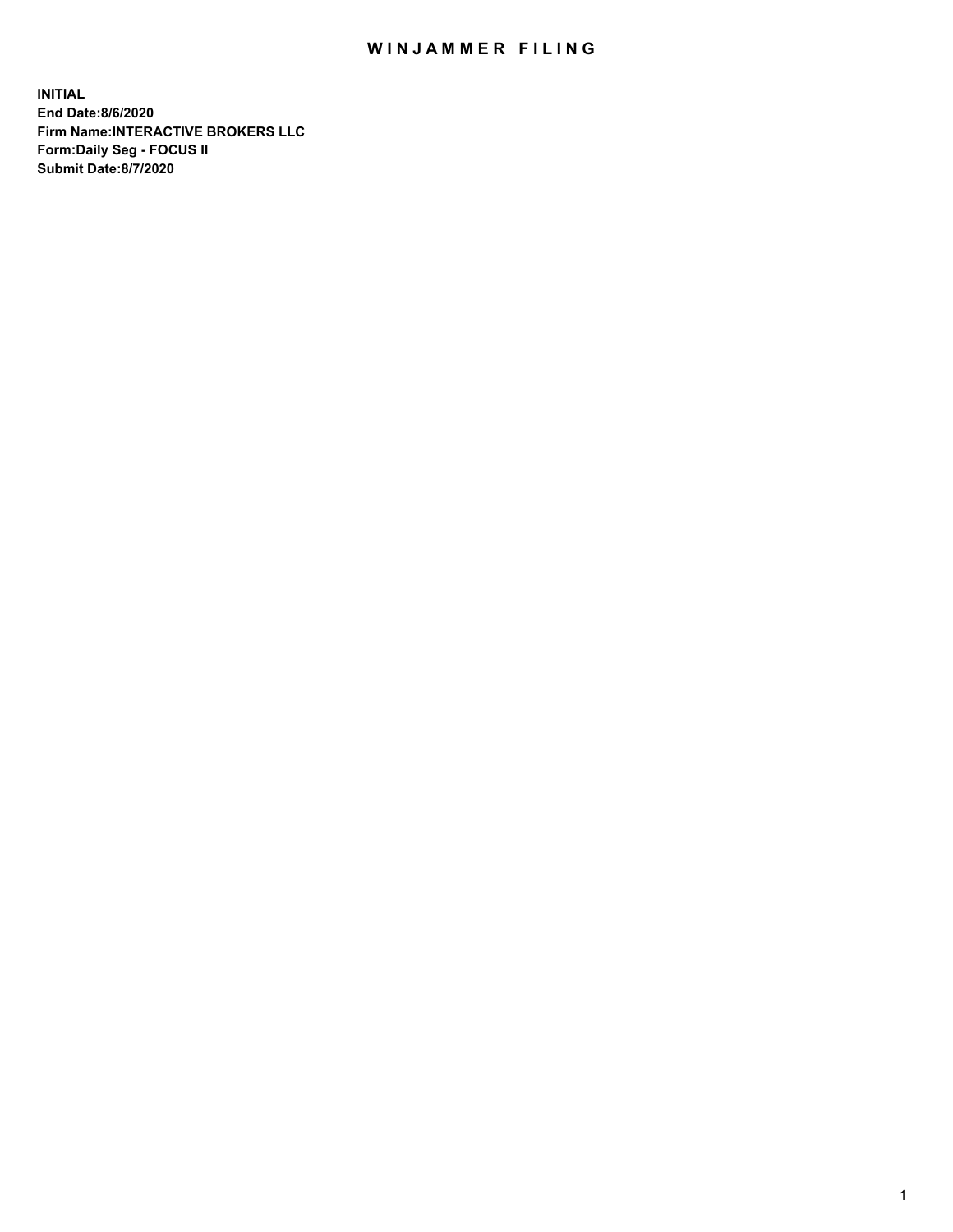# WINJAMMER FILING

**INITIAL**
**End Date:8/6/2020**
**Firm Name:INTERACTIVE BROKERS LLC**
**Form:Daily Seg - FOCUS II**
**Submit Date:8/7/2020**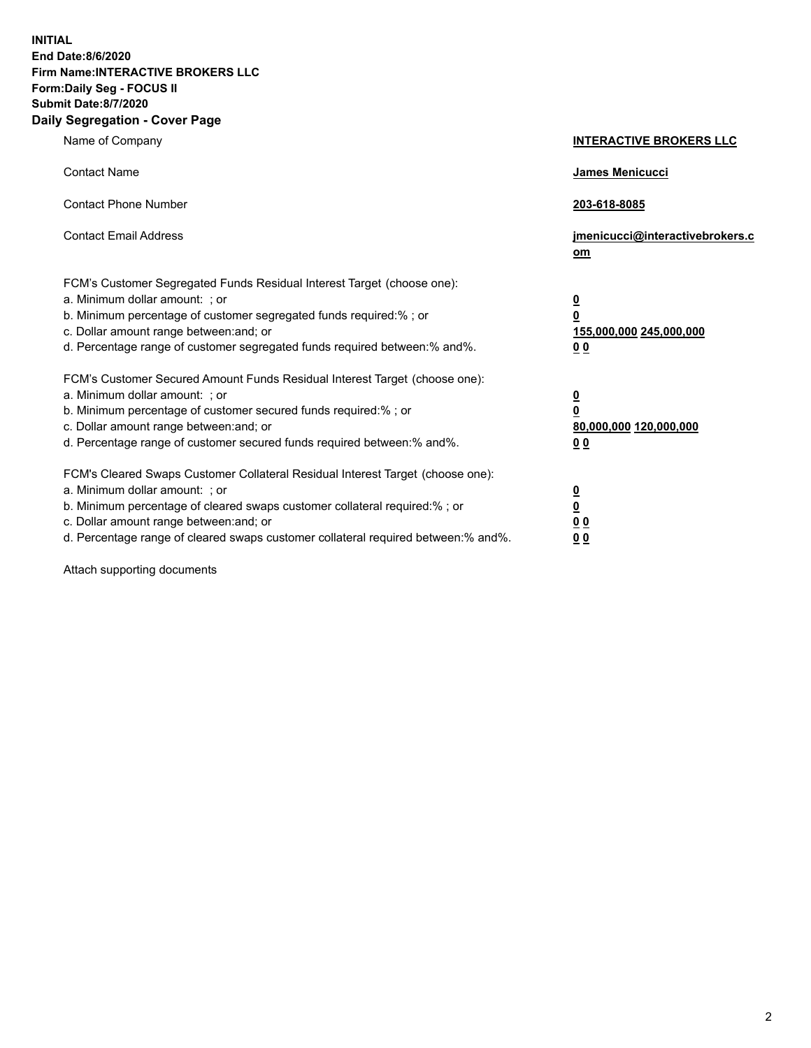**INITIAL**
**End Date:8/6/2020**
**Firm Name:INTERACTIVE BROKERS LLC**
**Form:Daily Seg - FOCUS II**
**Submit Date:8/7/2020**

## Daily Segregation - Cover Page

| | |
|---|---|
| Name of Company | **INTERACTIVE BROKERS LLC** |
| Contact Name | **James Menicucci** |
| Contact Phone Number | **203-618-8085** |
| Contact Email Address | **jmenicucci@interactivebrokers.com** |
| FCM's Customer Segregated Funds Residual Interest Target (choose one): | |
| a. Minimum dollar amount: ; or | **0** |
| b. Minimum percentage of customer segregated funds required:% ; or | **0** |
| c. Dollar amount range between:and; or | **155,000,000** **245,000,000** |
| d. Percentage range of customer segregated funds required between:% and%. | **0** **0** |
| FCM's Customer Secured Amount Funds Residual Interest Target (choose one): | |
| a. Minimum dollar amount: ; or | **0** |
| b. Minimum percentage of customer secured funds required:% ; or | **0** |
| c. Dollar amount range between:and; or | **80,000,000** **120,000,000** |
| d. Percentage range of customer secured funds required between:% and%. | **0** **0** |
| FCM's Cleared Swaps Customer Collateral Residual Interest Target (choose one): | |
| a. Minimum dollar amount: ; or | **0** |
| b. Minimum percentage of cleared swaps customer collateral required:% ; or | **0** |
| c. Dollar amount range between:and; or | **0** **0** |
| d. Percentage range of cleared swaps customer collateral required between:% and%. | **0** **0** |

Attach supporting documents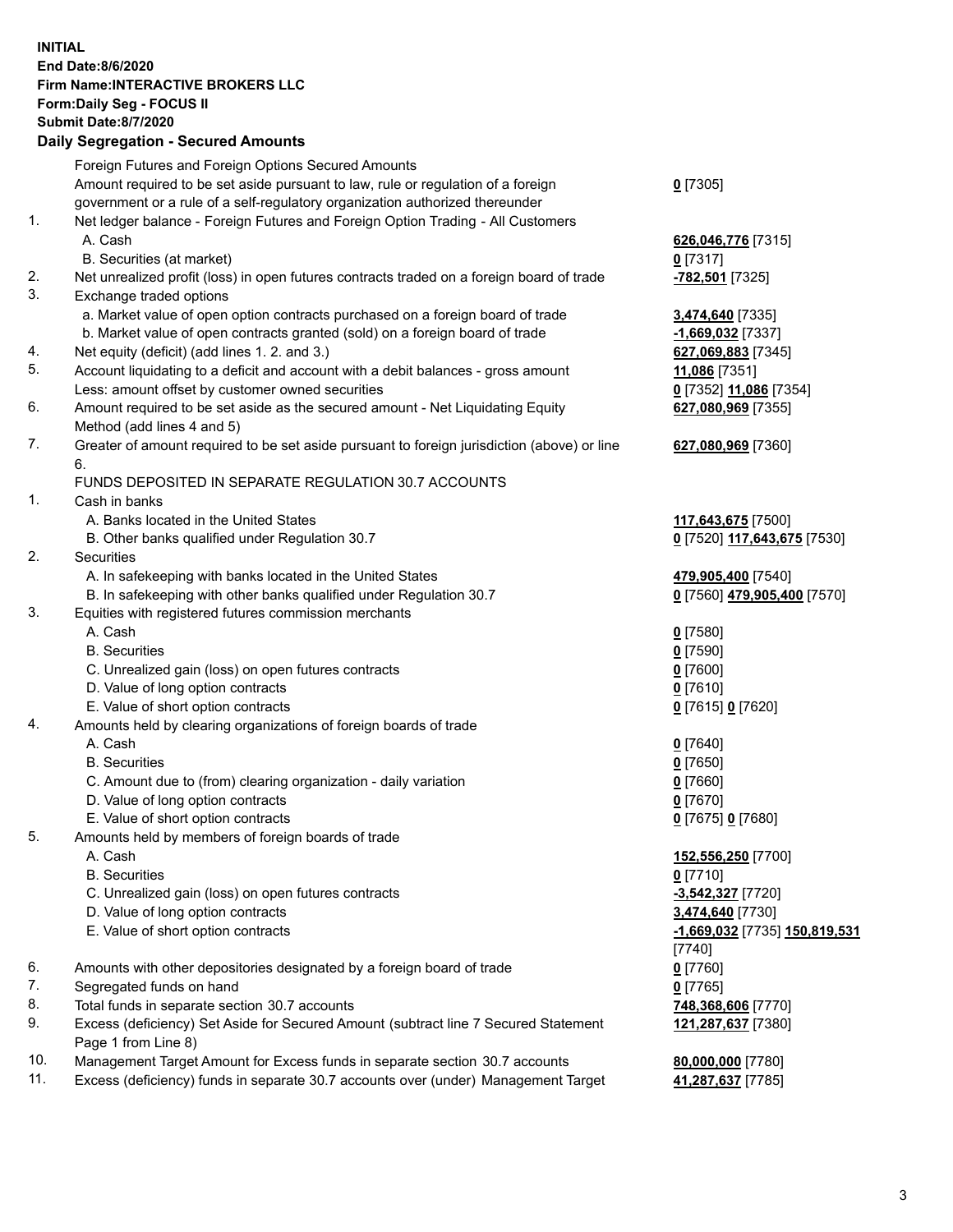**INITIAL**
**End Date:8/6/2020**
**Firm Name:INTERACTIVE BROKERS LLC**
**Form:Daily Seg - FOCUS II**
**Submit Date:8/7/2020**
**Daily Segregation - Secured Amounts**

| | | |
|---|---|---|
| | Foreign Futures and Foreign Options Secured Amounts | |
| | Amount required to be set aside pursuant to law, rule or regulation of a foreign government or a rule of a self-regulatory organization authorized thereunder | **0** [7305] |
| 1. | Net ledger balance - Foreign Futures and Foreign Option Trading - All Customers | |
| | A. Cash | **626,046,776** [7315] |
| | B. Securities (at market) | **0** [7317] |
| 2. | Net unrealized profit (loss) in open futures contracts traded on a foreign board of trade | **-782,501** [7325] |
| 3. | Exchange traded options | |
| | a. Market value of open option contracts purchased on a foreign board of trade | **3,474,640** [7335] |
| | b. Market value of open contracts granted (sold) on a foreign board of trade | **-1,669,032** [7337] |
| 4. | Net equity (deficit) (add lines 1. 2. and 3.) | **627,069,883** [7345] |
| 5. | Account liquidating to a deficit and account with a debit balances - gross amount | **11,086** [7351] |
| | Less: amount offset by customer owned securities | **0** [7352] **11,086** [7354] |
| 6. | Amount required to be set aside as the secured amount - Net Liquidating Equity Method (add lines 4 and 5) | **627,080,969** [7355] |
| 7. | Greater of amount required to be set aside pursuant to foreign jurisdiction (above) or line 6. | **627,080,969** [7360] |
| | FUNDS DEPOSITED IN SEPARATE REGULATION 30.7 ACCOUNTS | |
| 1. | Cash in banks | |
| | A. Banks located in the United States | **117,643,675** [7500] |
| | B. Other banks qualified under Regulation 30.7 | **0** [7520] **117,643,675** [7530] |
| 2. | Securities | |
| | A. In safekeeping with banks located in the United States | **479,905,400** [7540] |
| | B. In safekeeping with other banks qualified under Regulation 30.7 | **0** [7560] **479,905,400** [7570] |
| 3. | Equities with registered futures commission merchants | |
| | A. Cash | **0** [7580] |
| | B. Securities | **0** [7590] |
| | C. Unrealized gain (loss) on open futures contracts | **0** [7600] |
| | D. Value of long option contracts | **0** [7610] |
| | E. Value of short option contracts | **0** [7615] **0** [7620] |
| 4. | Amounts held by clearing organizations of foreign boards of trade | |
| | A. Cash | **0** [7640] |
| | B. Securities | **0** [7650] |
| | C. Amount due to (from) clearing organization - daily variation | **0** [7660] |
| | D. Value of long option contracts | **0** [7670] |
| | E. Value of short option contracts | **0** [7675] **0** [7680] |
| 5. | Amounts held by members of foreign boards of trade | |
| | A. Cash | **152,556,250** [7700] |
| | B. Securities | **0** [7710] |
| | C. Unrealized gain (loss) on open futures contracts | **-3,542,327** [7720] |
| | D. Value of long option contracts | **3,474,640** [7730] |
| | E. Value of short option contracts | **-1,669,032** [7735] **150,819,531** [7740] |
| 6. | Amounts with other depositories designated by a foreign board of trade | **0** [7760] |
| 7. | Segregated funds on hand | **0** [7765] |
| 8. | Total funds in separate section 30.7 accounts | **748,368,606** [7770] |
| 9. | Excess (deficiency) Set Aside for Secured Amount (subtract line 7 Secured Statement Page 1 from Line 8) | **121,287,637** [7380] |
| 10. | Management Target Amount for Excess funds in separate section 30.7 accounts | **80,000,000** [7780] |
| 11. | Excess (deficiency) funds in separate 30.7 accounts over (under) Management Target | **41,287,637** [7785] |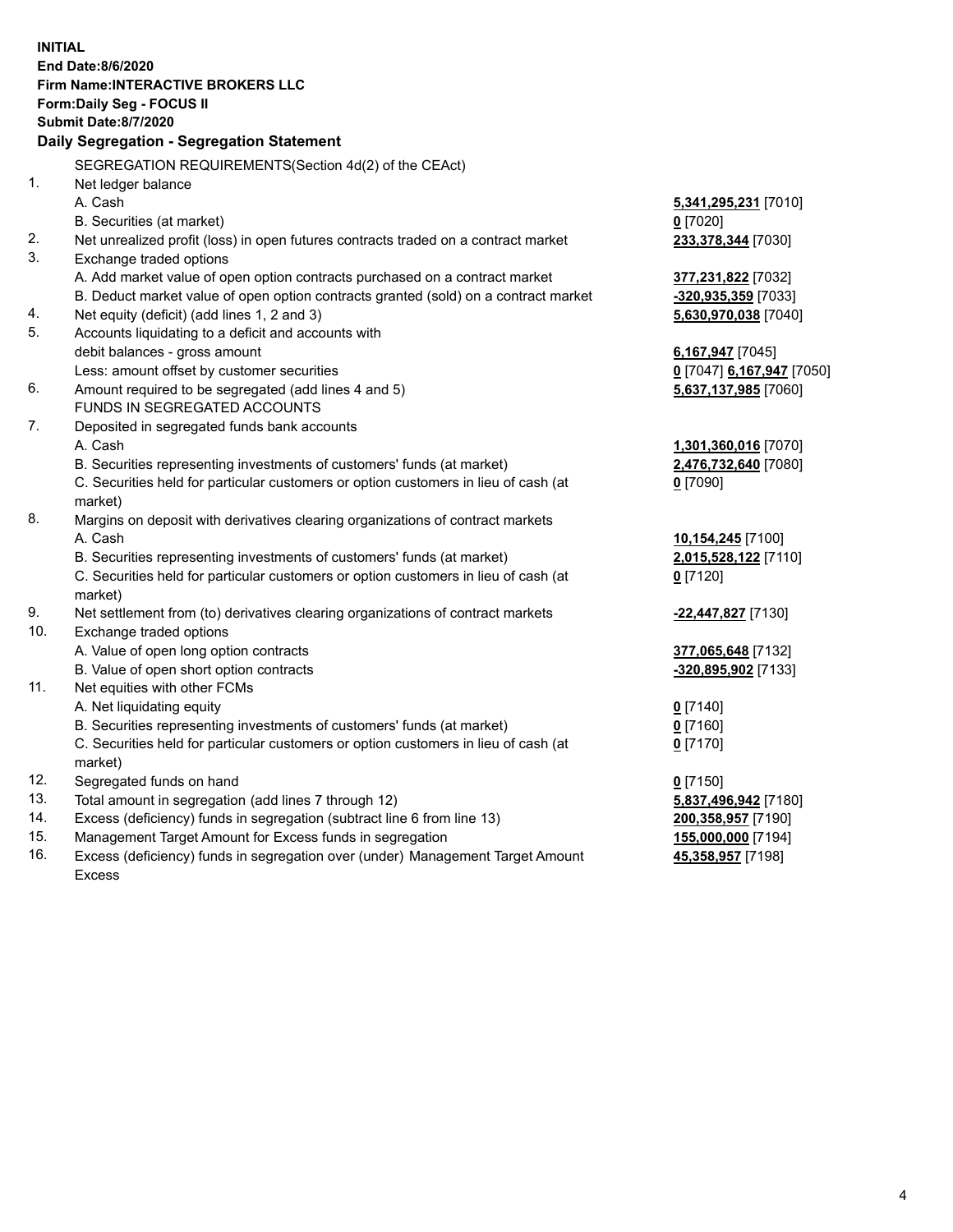**INITIAL**
**End Date:8/6/2020**
**Firm Name:INTERACTIVE BROKERS LLC**
**Form:Daily Seg - FOCUS II**
**Submit Date:8/7/2020**

## Daily Segregation - Segregation Statement

SEGREGATION REQUIREMENTS(Section 4d(2) of the CEAct)

| | | |
|---|---|---|
| 1. | Net ledger balance | |
| | A. Cash | **5,341,295,231** [7010] |
| | B. Securities (at market) | **0** [7020] |
| 2. | Net unrealized profit (loss) in open futures contracts traded on a contract market | **233,378,344** [7030] |
| 3. | Exchange traded options | |
| | A. Add market value of open option contracts purchased on a contract market | **377,231,822** [7032] |
| | B. Deduct market value of open option contracts granted (sold) on a contract market | **-320,935,359** [7033] |
| 4. | Net equity (deficit) (add lines 1, 2 and 3) | **5,630,970,038** [7040] |
| 5. | Accounts liquidating to a deficit and accounts with | |
| | debit balances - gross amount | **6,167,947** [7045] |
| | Less: amount offset by customer securities | **0** [7047] **6,167,947** [7050] |
| 6. | Amount required to be segregated (add lines 4 and 5) | **5,637,137,985** [7060] |
| | FUNDS IN SEGREGATED ACCOUNTS | |
| 7. | Deposited in segregated funds bank accounts | |
| | A. Cash | **1,301,360,016** [7070] |
| | B. Securities representing investments of customers' funds (at market) | **2,476,732,640** [7080] |
| | C. Securities held for particular customers or option customers in lieu of cash (at market) | **0** [7090] |
| 8. | Margins on deposit with derivatives clearing organizations of contract markets | |
| | A. Cash | **10,154,245** [7100] |
| | B. Securities representing investments of customers' funds (at market) | **2,015,528,122** [7110] |
| | C. Securities held for particular customers or option customers in lieu of cash (at market) | **0** [7120] |
| 9. | Net settlement from (to) derivatives clearing organizations of contract markets | **-22,447,827** [7130] |
| 10. | Exchange traded options | |
| | A. Value of open long option contracts | **377,065,648** [7132] |
| | B. Value of open short option contracts | **-320,895,902** [7133] |
| 11. | Net equities with other FCMs | |
| | A. Net liquidating equity | **0** [7140] |
| | B. Securities representing investments of customers' funds (at market) | **0** [7160] |
| | C. Securities held for particular customers or option customers in lieu of cash (at market) | **0** [7170] |
| 12. | Segregated funds on hand | **0** [7150] |
| 13. | Total amount in segregation (add lines 7 through 12) | **5,837,496,942** [7180] |
| 14. | Excess (deficiency) funds in segregation (subtract line 6 from line 13) | **200,358,957** [7190] |
| 15. | Management Target Amount for Excess funds in segregation | **155,000,000** [7194] |
| 16. | Excess (deficiency) funds in segregation over (under) Management Target Amount Excess | **45,358,957** [7198] |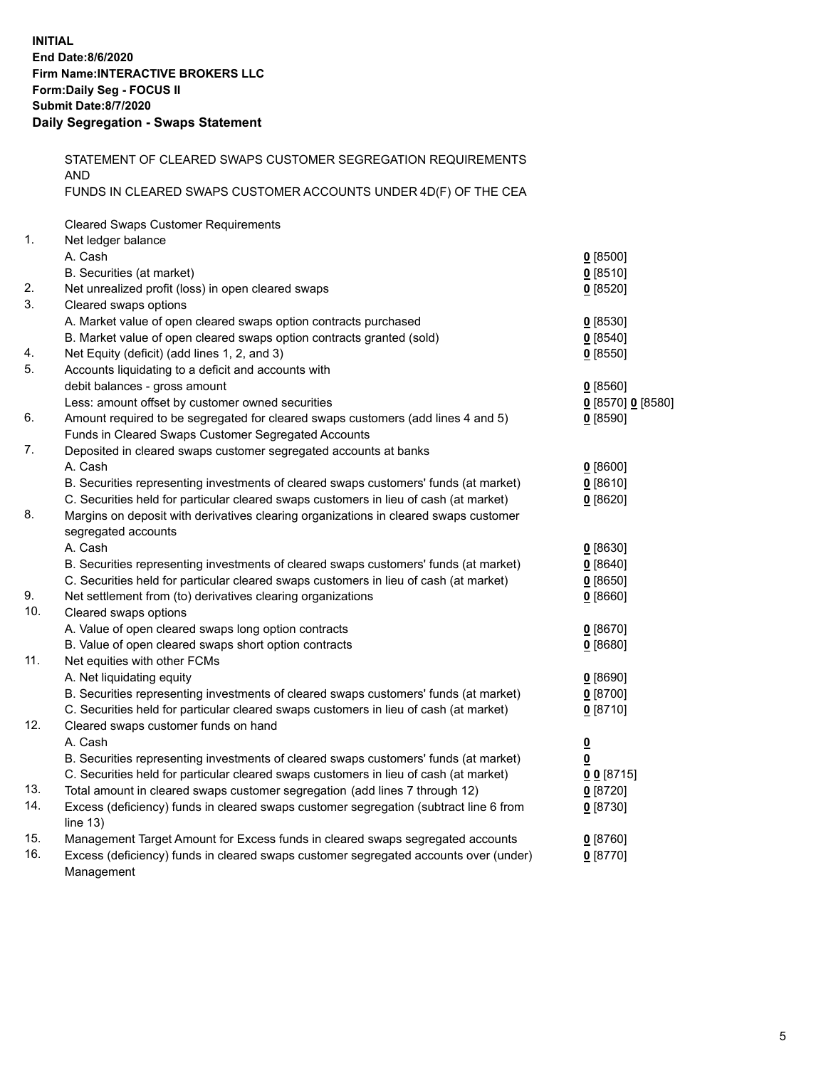**INITIAL**
**End Date:8/6/2020**
**Firm Name:INTERACTIVE BROKERS LLC**
**Form:Daily Seg - FOCUS II**
**Submit Date:8/7/2020**
**Daily Segregation - Swaps Statement**

STATEMENT OF CLEARED SWAPS CUSTOMER SEGREGATION REQUIREMENTS AND
FUNDS IN CLEARED SWAPS CUSTOMER ACCOUNTS UNDER 4D(F) OF THE CEA

| | | |
|---|---|---|
| | Cleared Swaps Customer Requirements | |
| 1. | Net ledger balance | |
| | A. Cash | 0 [8500] |
| | B. Securities (at market) | 0 [8510] |
| 2. | Net unrealized profit (loss) in open cleared swaps | 0 [8520] |
| 3. | Cleared swaps options | |
| | A. Market value of open cleared swaps option contracts purchased | 0 [8530] |
| | B. Market value of open cleared swaps option contracts granted (sold) | 0 [8540] |
| 4. | Net Equity (deficit) (add lines 1, 2, and 3) | 0 [8550] |
| 5. | Accounts liquidating to a deficit and accounts with | |
| | debit balances - gross amount | 0 [8560] |
| | Less: amount offset by customer owned securities | 0 [8570] 0 [8580] |
| 6. | Amount required to be segregated for cleared swaps customers (add lines 4 and 5) | 0 [8590] |
| | Funds in Cleared Swaps Customer Segregated Accounts | |
| 7. | Deposited in cleared swaps customer segregated accounts at banks | |
| | A. Cash | 0 [8600] |
| | B. Securities representing investments of cleared swaps customers' funds (at market) | 0 [8610] |
| | C. Securities held for particular cleared swaps customers in lieu of cash (at market) | 0 [8620] |
| 8. | Margins on deposit with derivatives clearing organizations in cleared swaps customer segregated accounts | |
| | A. Cash | 0 [8630] |
| | B. Securities representing investments of cleared swaps customers' funds (at market) | 0 [8640] |
| | C. Securities held for particular cleared swaps customers in lieu of cash (at market) | 0 [8650] |
| 9. | Net settlement from (to) derivatives clearing organizations | 0 [8660] |
| 10. | Cleared swaps options | |
| | A. Value of open cleared swaps long option contracts | 0 [8670] |
| | B. Value of open cleared swaps short option contracts | 0 [8680] |
| 11. | Net equities with other FCMs | |
| | A. Net liquidating equity | 0 [8690] |
| | B. Securities representing investments of cleared swaps customers' funds (at market) | 0 [8700] |
| | C. Securities held for particular cleared swaps customers in lieu of cash (at market) | 0 [8710] |
| 12. | Cleared swaps customer funds on hand | |
| | A. Cash | 0 |
| | B. Securities representing investments of cleared swaps customers' funds (at market) | 0 |
| | C. Securities held for particular cleared swaps customers in lieu of cash (at market) | 0 0 [8715] |
| 13. | Total amount in cleared swaps customer segregation (add lines 7 through 12) | 0 [8720] |
| 14. | Excess (deficiency) funds in cleared swaps customer segregation (subtract line 6 from line 13) | 0 [8730] |
| 15. | Management Target Amount for Excess funds in cleared swaps segregated accounts | 0 [8760] |
| 16. | Excess (deficiency) funds in cleared swaps customer segregated accounts over (under) Management | 0 [8770] |